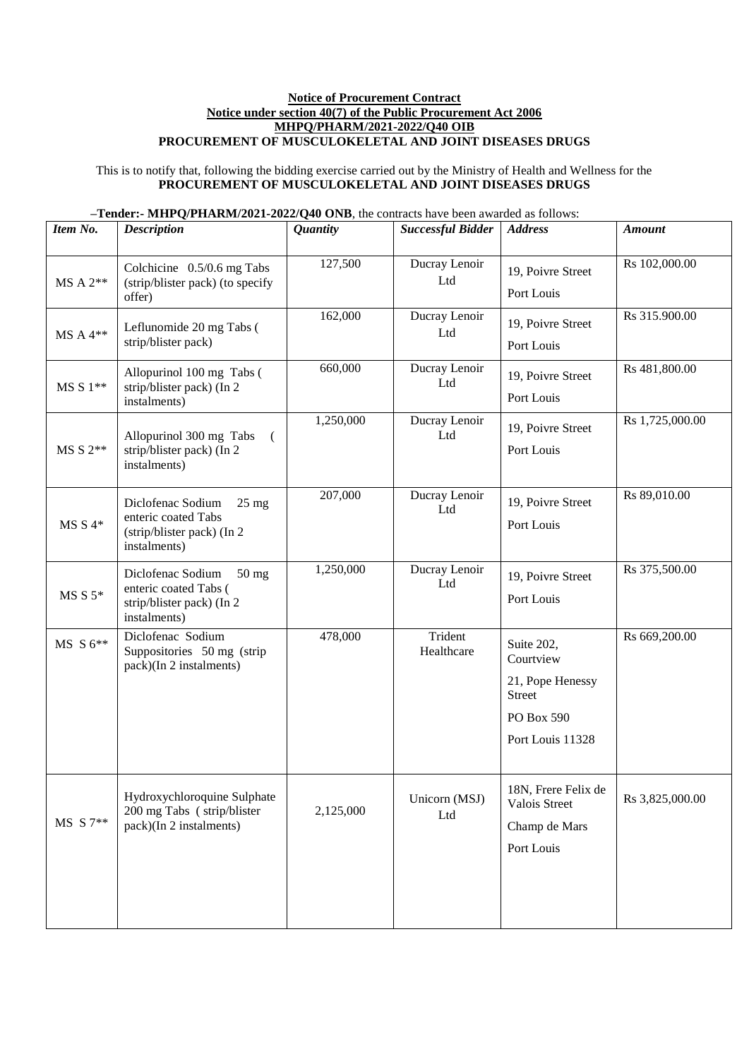**Notice of Procurement Contract**

**Notice under section 40(7) of the Public Procurement Act 2006**

**MHPQ/PHARM/2021-2022/Q40 OIB**

**PROCUREMENT OF MUSCULOKELETAL AND JOINT DISEASES DRUGS**

This is to notify that, following the bidding exercise carried out by the Ministry of Health and Wellness for the **PROCUREMENT OF MUSCULOKELETAL AND JOINT DISEASES DRUGS**

–**Tender:- MHPQ/PHARM/2021-2022/Q40 ONB**, the contracts have been awarded as follows:

| *Item No.* | *Description* | *Quantity* | *Successful Bidder* | *Address* | *Amount* |
|---|---|---|---|---|---|
| MS A 2** | Colchicine 0.5/0.6 mg Tabs (strip/blister pack) (to specify offer) | 127,500 | Ducray Lenoir Ltd | 19, Poivre Street Port Louis | Rs 102,000.00 |
| MS A 4** | Leflunomide 20 mg Tabs ( strip/blister pack) | 162,000 | Ducray Lenoir Ltd | 19, Poivre Street Port Louis | Rs 315.900.00 |
| MS S 1** | Allopurinol 100 mg Tabs ( strip/blister pack) (In 2 instalments) | 660,000 | Ducray Lenoir Ltd | 19, Poivre Street Port Louis | Rs 481,800.00 |
| MS S 2** | Allopurinol 300 mg Tabs ( strip/blister pack) (In 2 instalments) | 1,250,000 | Ducray Lenoir Ltd | 19, Poivre Street Port Louis | Rs 1,725,000.00 |
| MS S 4* | Diclofenac Sodium 25 mg enteric coated Tabs (strip/blister pack) (In 2 instalments) | 207,000 | Ducray Lenoir Ltd | 19, Poivre Street Port Louis | Rs 89,010.00 |
| MS S 5* | Diclofenac Sodium 50 mg enteric coated Tabs ( strip/blister pack) (In 2 instalments) | 1,250,000 | Ducray Lenoir Ltd | 19, Poivre Street Port Louis | Rs 375,500.00 |
| MS S 6** | Diclofenac Sodium Suppositories 50 mg (strip pack)(In 2 instalments) | 478,000 | Trident Healthcare | Suite 202, Courtview 21, Pope Henessy Street PO Box 590 Port Louis 11328 | Rs 669,200.00 |
| MS S 7** | Hydroxychloroquine Sulphate 200 mg Tabs ( strip/blister pack)(In 2 instalments) | 2,125,000 | Unicorn (MSJ) Ltd | 18N, Frere Felix de Valois Street Champ de Mars Port Louis | Rs 3,825,000.00 |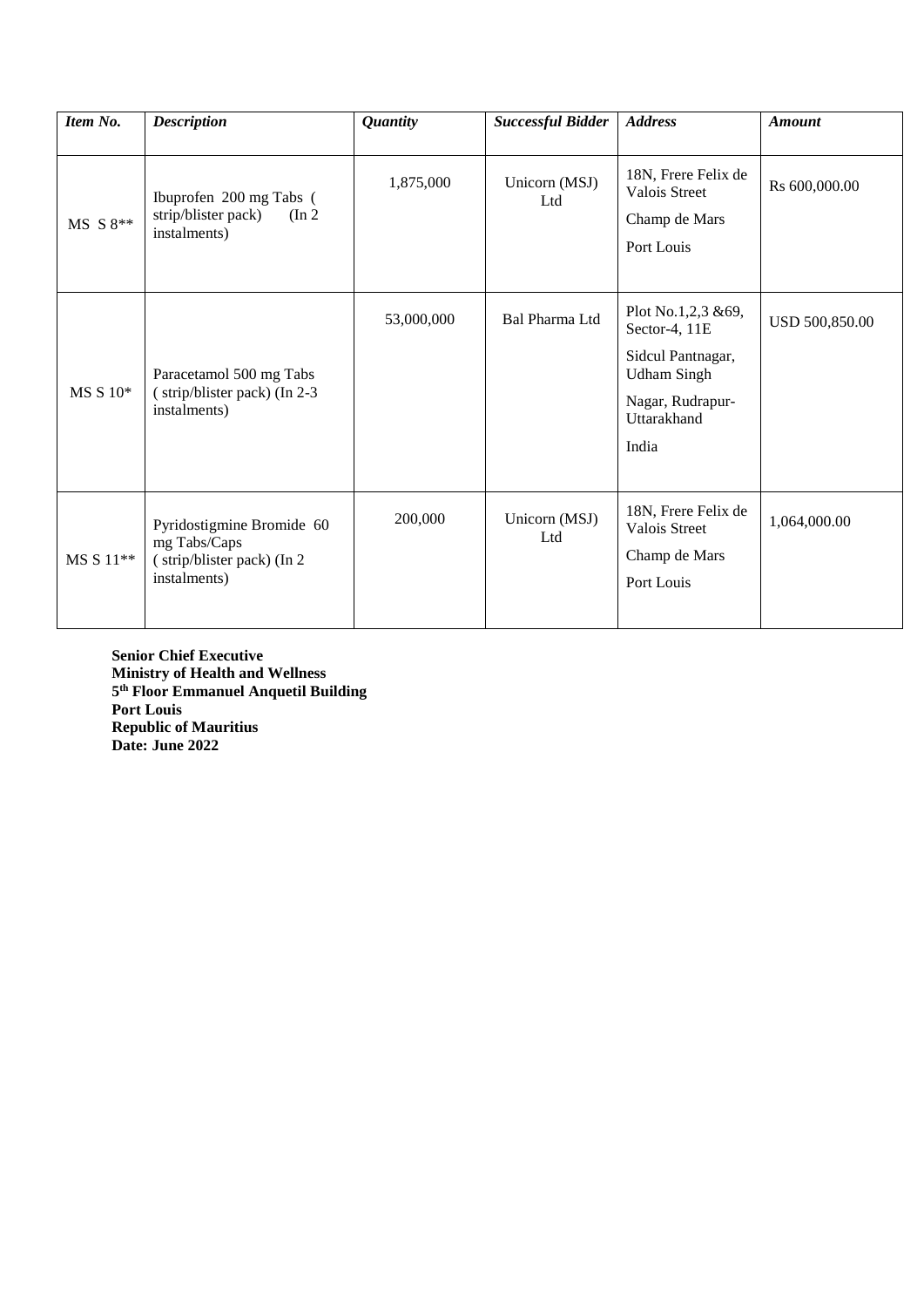| *Item No.* | *Description* | *Quantity* | *Successful Bidder* | *Address* | *Amount* |
|---|---|---|---|---|---|
| MS S 8** | Ibuprofen 200 mg Tabs ( strip/blister pack) (In 2 instalments) | 1,875,000 | Unicorn (MSJ) Ltd | 18N, Frere Felix de Valois Street<br>Champ de Mars<br>Port Louis | Rs 600,000.00 |
| MS S 10* | Paracetamol 500 mg Tabs ( strip/blister pack) (In 2-3 instalments) | 53,000,000 | Bal Pharma Ltd | Plot No.1,2,3 &69, Sector-4, 11E<br>Sidcul Pantnagar, Udham Singh<br>Nagar, Rudrapur- Uttarakhand<br>India | USD 500,850.00 |
| MS S 11** | Pyridostigmine Bromide 60 mg Tabs/Caps ( strip/blister pack) (In 2 instalments) | 200,000 | Unicorn (MSJ) Ltd | 18N, Frere Felix de Valois Street<br>Champ de Mars<br>Port Louis | 1,064,000.00 |

**Senior Chief Executive**
**Ministry of Health and Wellness**
**5th Floor Emmanuel Anquetil Building**
**Port Louis**
**Republic of Mauritius**
**Date: June 2022**